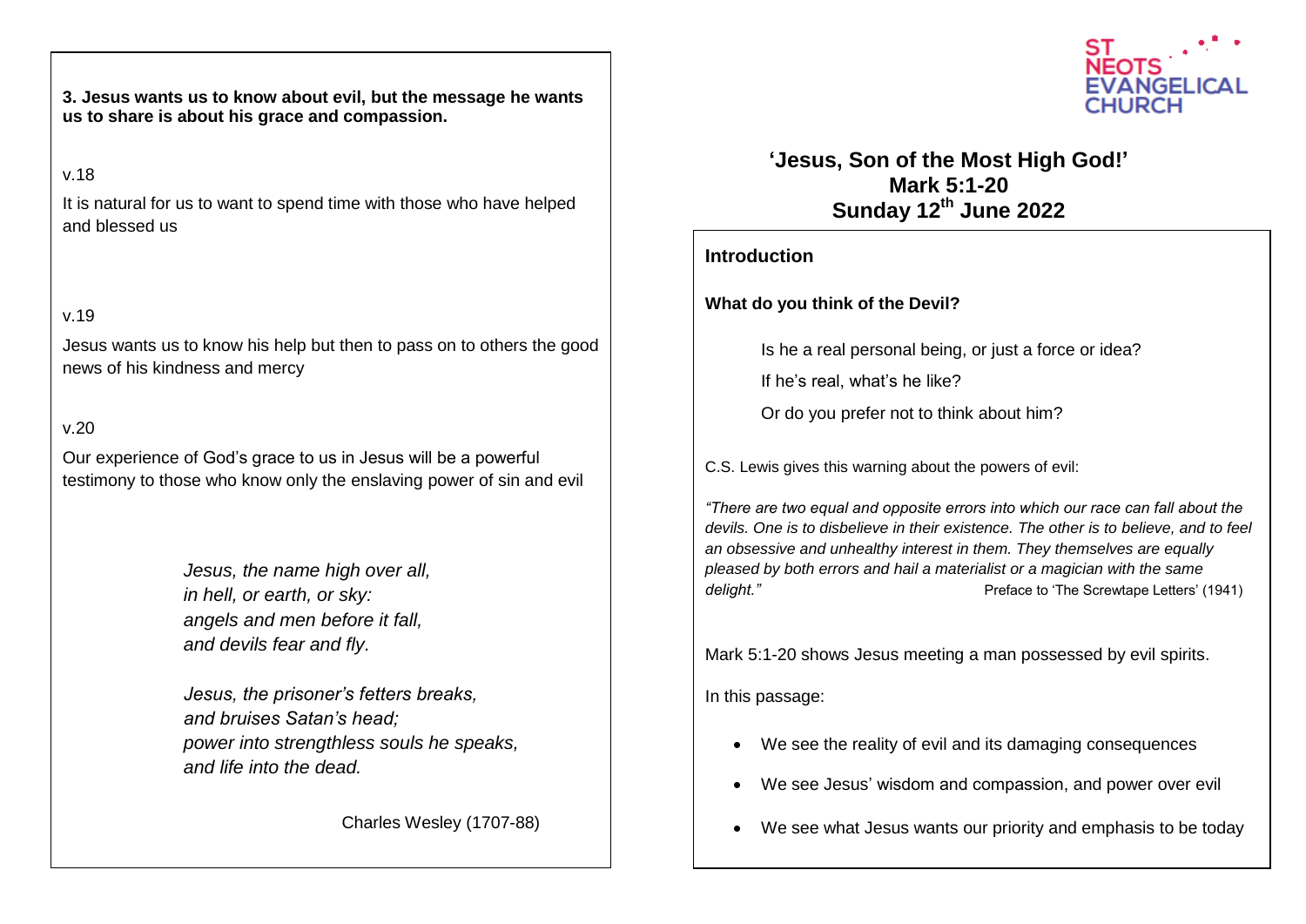**3. Jesus wants us to know about evil, but the message he wants us to share is about his grace and compassion.**

v.18

It is natural for us to want to spend time with those who have helped and blessed us

v.19

Jesus wants us to know his help but then to pass on to others the good news of his kindness and mercy

v.20

Our experience of God's grace to us in Jesus will be a powerful testimony to those who know only the enslaving power of sin and evil

> *Jesus, the name high over all,*
> *in hell, or earth, or sky:*
> *angels and men before it fall,*
> *and devils fear and fly.*
>
> *Jesus, the prisoner's fetters breaks,*
> *and bruises Satan's head;*
> *power into strengthless souls he speaks,*
> *and life into the dead.*
>
> Charles Wesley (1707-88)

ST NEOTS EVANGELICAL CHURCH

# 'Jesus, Son of the Most High God!'
## Mark 5:1-20
## Sunday 12th June 2022

**Introduction**

**What do you think of the Devil?**

Is he a real personal being, or just a force or idea?

If he's real, what's he like?

Or do you prefer not to think about him?

C.S. Lewis gives this warning about the powers of evil:

*"There are two equal and opposite errors into which our race can fall about the devils. One is to disbelieve in their existence. The other is to believe, and to feel an obsessive and unhealthy interest in them. They themselves are equally pleased by both errors and hail a materialist or a magician with the same delight."* Preface to 'The Screwtape Letters' (1941)

Mark 5:1-20 shows Jesus meeting a man possessed by evil spirits.

In this passage:

- We see the reality of evil and its damaging consequences
- We see Jesus' wisdom and compassion, and power over evil
- We see what Jesus wants our priority and emphasis to be today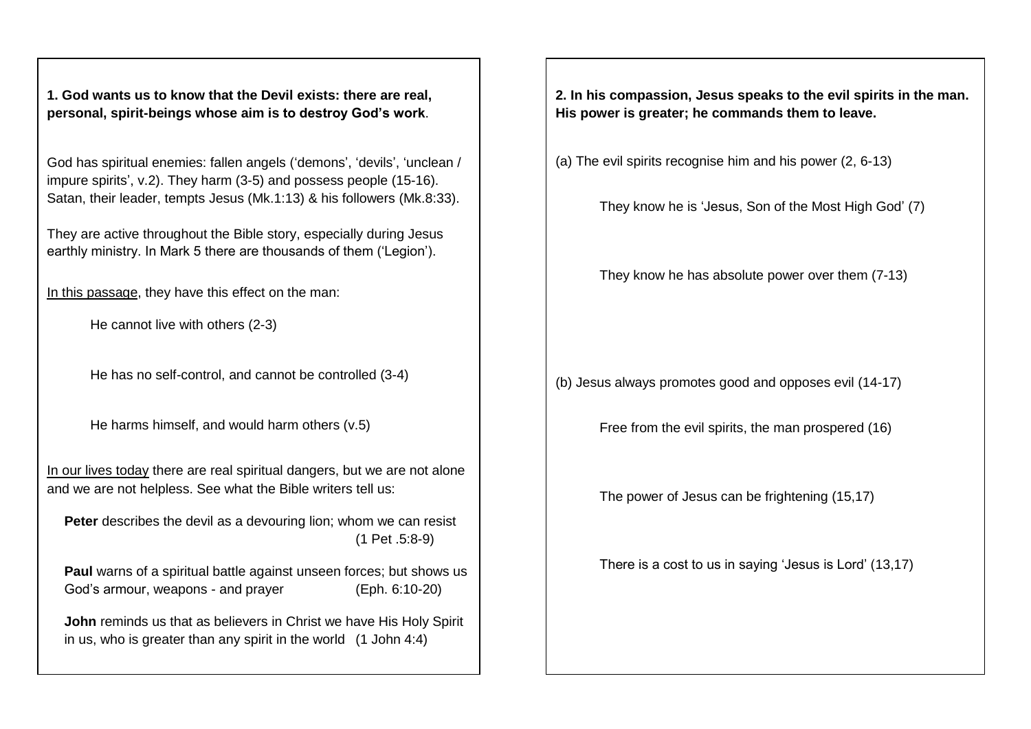**1. God wants us to know that the Devil exists: there are real, personal, spirit-beings whose aim is to destroy God's work**.

God has spiritual enemies: fallen angels ('demons', 'devils', 'unclean / impure spirits', v.2). They harm (3-5) and possess people (15-16). Satan, their leader, tempts Jesus (Mk.1:13) & his followers (Mk.8:33).

They are active throughout the Bible story, especially during Jesus earthly ministry. In Mark 5 there are thousands of them ('Legion').

<u>In this passage</u>, they have this effect on the man:

He cannot live with others (2-3)

He has no self-control, and cannot be controlled (3-4)

He harms himself, and would harm others (v.5)

<u>In our lives today</u> there are real spiritual dangers, but we are not alone and we are not helpless. See what the Bible writers tell us:

**Peter** describes the devil as a devouring lion; whom we can resist (1 Pet .5:8-9)

**Paul** warns of a spiritual battle against unseen forces; but shows us God's armour, weapons - and prayer (Eph. 6:10-20)

**John** reminds us that as believers in Christ we have His Holy Spirit in us, who is greater than any spirit in the world (1 John 4:4)

**2. In his compassion, Jesus speaks to the evil spirits in the man. His power is greater; he commands them to leave.**

(a) The evil spirits recognise him and his power (2, 6-13)

They know he is 'Jesus, Son of the Most High God' (7)

They know he has absolute power over them (7-13)

(b) Jesus always promotes good and opposes evil (14-17)

Free from the evil spirits, the man prospered (16)

The power of Jesus can be frightening (15,17)

There is a cost to us in saying 'Jesus is Lord' (13,17)